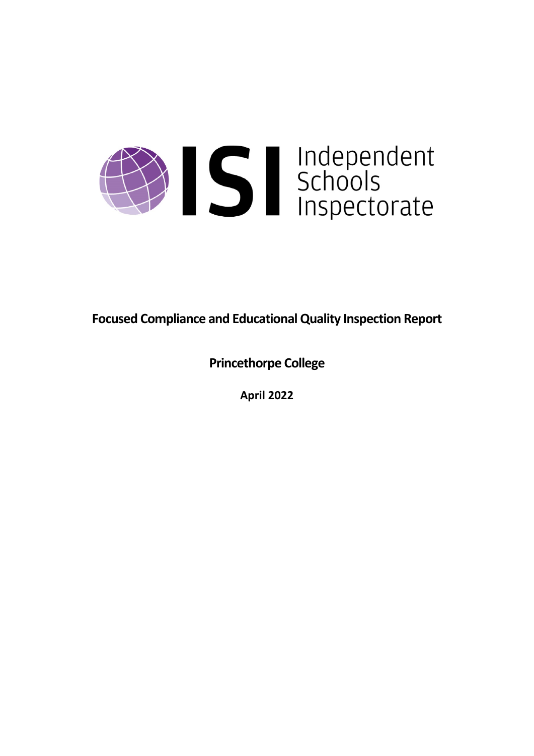Independent Schools Inspectorate

**Focused Compliance and Educational Quality Inspection Report**

**Princethorpe College**

**April 2022**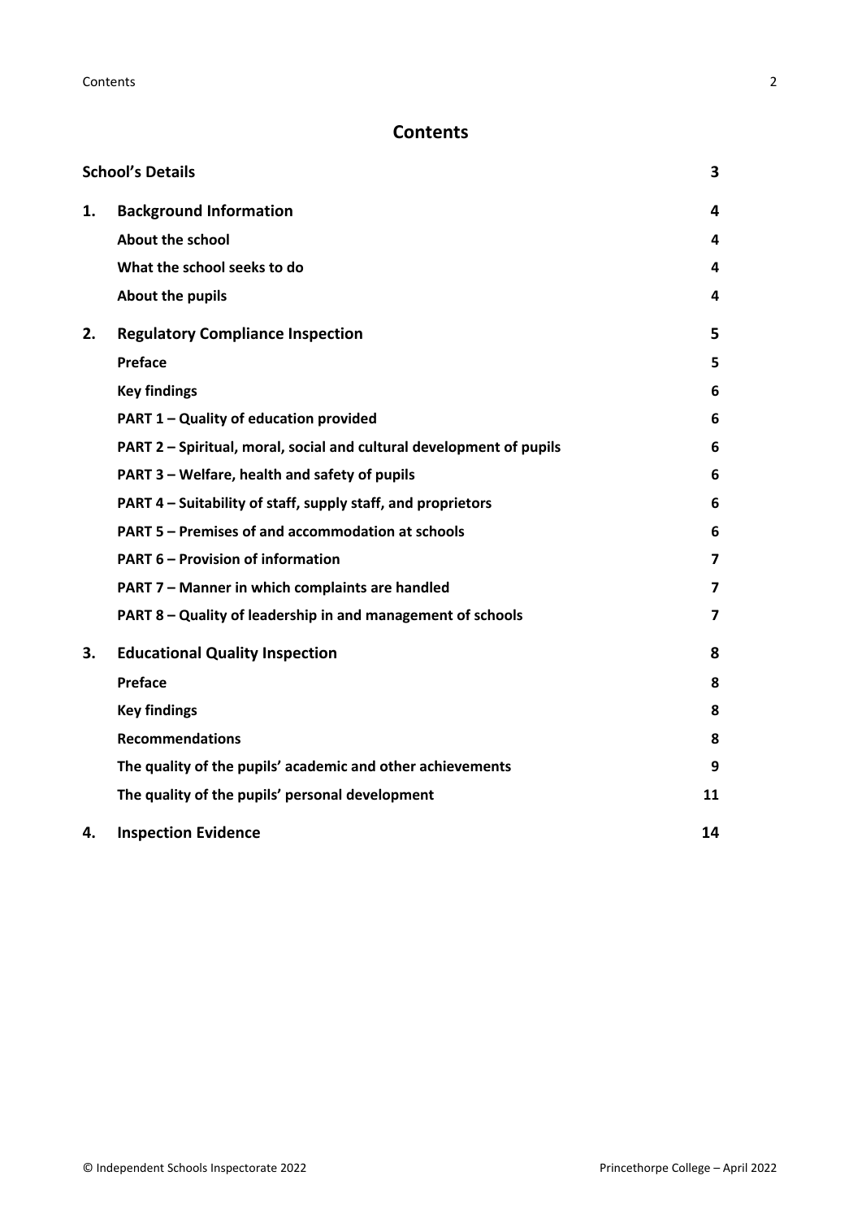# Contents

| | | |
|---|---|---|
| **School's Details** | | **3** |
| **1.** | **Background Information** | **4** |
| | **About the school** | **4** |
| | **What the school seeks to do** | **4** |
| | **About the pupils** | **4** |
| **2.** | **Regulatory Compliance Inspection** | **5** |
| | **Preface** | **5** |
| | **Key findings** | **6** |
| | **PART 1 – Quality of education provided** | **6** |
| | **PART 2 – Spiritual, moral, social and cultural development of pupils** | **6** |
| | **PART 3 – Welfare, health and safety of pupils** | **6** |
| | **PART 4 – Suitability of staff, supply staff, and proprietors** | **6** |
| | **PART 5 – Premises of and accommodation at schools** | **6** |
| | **PART 6 – Provision of information** | **7** |
| | **PART 7 – Manner in which complaints are handled** | **7** |
| | **PART 8 – Quality of leadership in and management of schools** | **7** |
| **3.** | **Educational Quality Inspection** | **8** |
| | **Preface** | **8** |
| | **Key findings** | **8** |
| | **Recommendations** | **8** |
| | **The quality of the pupils' academic and other achievements** | **9** |
| | **The quality of the pupils' personal development** | **11** |
| **4.** | **Inspection Evidence** | **14** |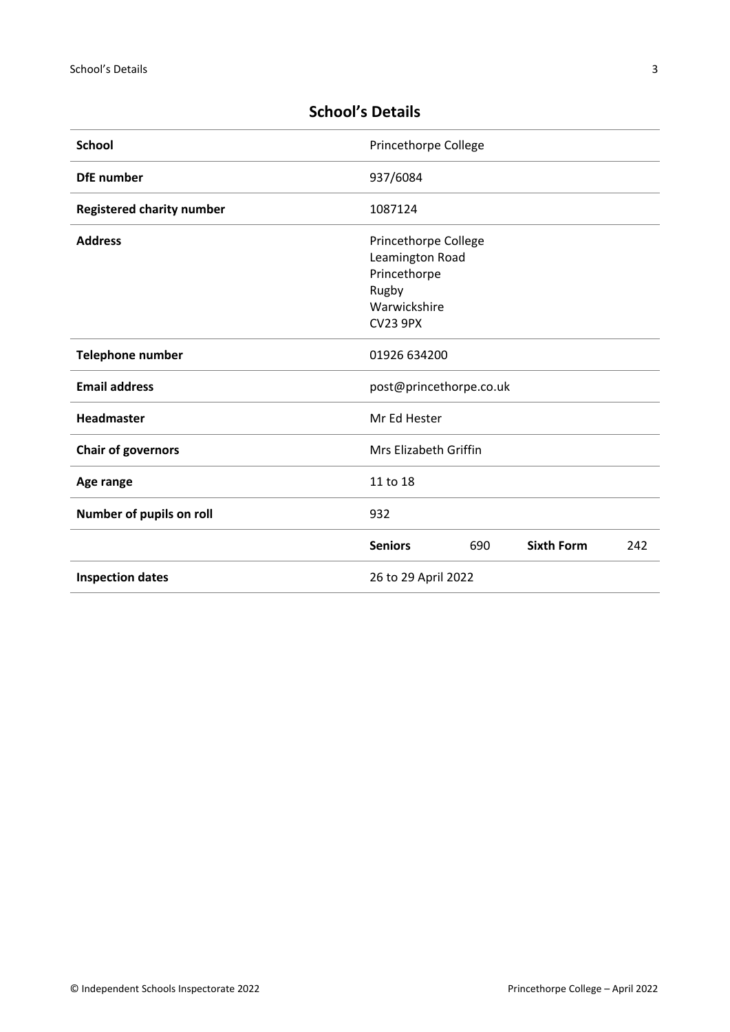## School's Details

| School | Princethorpe College | | | |
|---|---|---|---|---|
| **DfE number** | 937/6084 | | | |
| **Registered charity number** | 1087124 | | | |
| **Address** | Princethorpe College<br>Leamington Road<br>Princethorpe<br>Rugby<br>Warwickshire<br>CV23 9PX | | | |
| **Telephone number** | 01926 634200 | | | |
| **Email address** | post@princethorpe.co.uk | | | |
| **Headmaster** | Mr Ed Hester | | | |
| **Chair of governors** | Mrs Elizabeth Griffin | | | |
| **Age range** | 11 to 18 | | | |
| **Number of pupils on roll** | 932 | | | |
| | **Seniors** | 690 | **Sixth Form** | 242 |
| **Inspection dates** | 26 to 29 April 2022 | | | |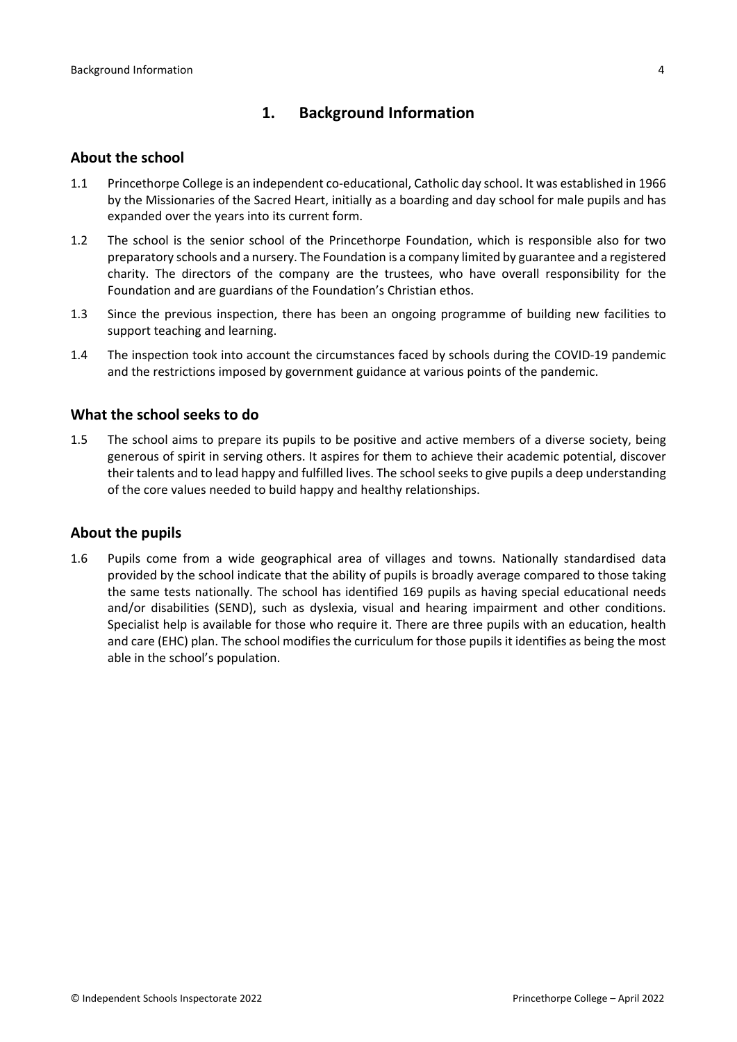## 1. Background Information

### About the school

1.1 Princethorpe College is an independent co-educational, Catholic day school. It was established in 1966 by the Missionaries of the Sacred Heart, initially as a boarding and day school for male pupils and has expanded over the years into its current form.

1.2 The school is the senior school of the Princethorpe Foundation, which is responsible also for two preparatory schools and a nursery. The Foundation is a company limited by guarantee and a registered charity. The directors of the company are the trustees, who have overall responsibility for the Foundation and are guardians of the Foundation's Christian ethos.

1.3 Since the previous inspection, there has been an ongoing programme of building new facilities to support teaching and learning.

1.4 The inspection took into account the circumstances faced by schools during the COVID-19 pandemic and the restrictions imposed by government guidance at various points of the pandemic.

### What the school seeks to do

1.5 The school aims to prepare its pupils to be positive and active members of a diverse society, being generous of spirit in serving others. It aspires for them to achieve their academic potential, discover their talents and to lead happy and fulfilled lives. The school seeks to give pupils a deep understanding of the core values needed to build happy and healthy relationships.

### About the pupils

1.6 Pupils come from a wide geographical area of villages and towns. Nationally standardised data provided by the school indicate that the ability of pupils is broadly average compared to those taking the same tests nationally. The school has identified 169 pupils as having special educational needs and/or disabilities (SEND), such as dyslexia, visual and hearing impairment and other conditions. Specialist help is available for those who require it. There are three pupils with an education, health and care (EHC) plan. The school modifies the curriculum for those pupils it identifies as being the most able in the school's population.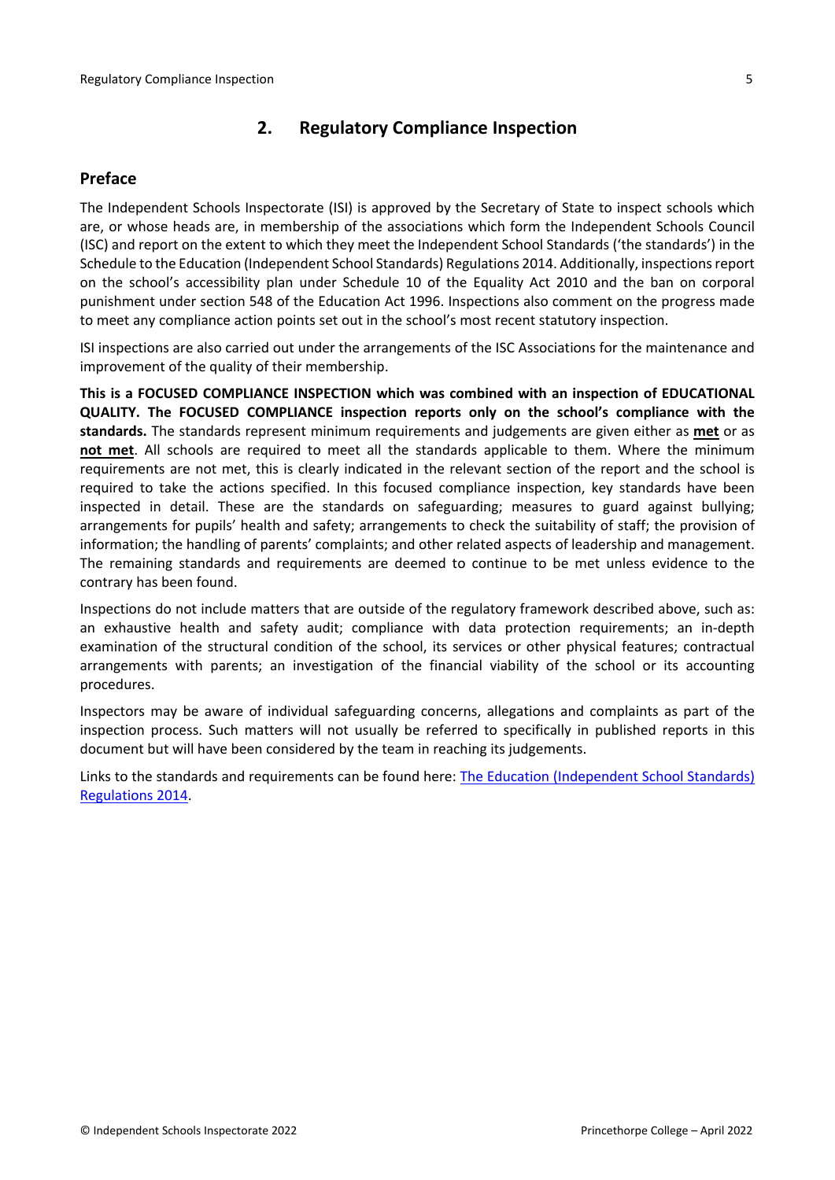## 2. Regulatory Compliance Inspection

### Preface

The Independent Schools Inspectorate (ISI) is approved by the Secretary of State to inspect schools which are, or whose heads are, in membership of the associations which form the Independent Schools Council (ISC) and report on the extent to which they meet the Independent School Standards ('the standards') in the Schedule to the Education (Independent School Standards) Regulations 2014. Additionally, inspections report on the school's accessibility plan under Schedule 10 of the Equality Act 2010 and the ban on corporal punishment under section 548 of the Education Act 1996. Inspections also comment on the progress made to meet any compliance action points set out in the school's most recent statutory inspection.

ISI inspections are also carried out under the arrangements of the ISC Associations for the maintenance and improvement of the quality of their membership.

**This is a FOCUSED COMPLIANCE INSPECTION which was combined with an inspection of EDUCATIONAL QUALITY. The FOCUSED COMPLIANCE inspection reports only on the school's compliance with the standards.** The standards represent minimum requirements and judgements are given either as **met** or as **not met**. All schools are required to meet all the standards applicable to them. Where the minimum requirements are not met, this is clearly indicated in the relevant section of the report and the school is required to take the actions specified. In this focused compliance inspection, key standards have been inspected in detail. These are the standards on safeguarding; measures to guard against bullying; arrangements for pupils' health and safety; arrangements to check the suitability of staff; the provision of information; the handling of parents' complaints; and other related aspects of leadership and management. The remaining standards and requirements are deemed to continue to be met unless evidence to the contrary has been found.

Inspections do not include matters that are outside of the regulatory framework described above, such as: an exhaustive health and safety audit; compliance with data protection requirements; an in-depth examination of the structural condition of the school, its services or other physical features; contractual arrangements with parents; an investigation of the financial viability of the school or its accounting procedures.

Inspectors may be aware of individual safeguarding concerns, allegations and complaints as part of the inspection process. Such matters will not usually be referred to specifically in published reports in this document but will have been considered by the team in reaching its judgements.

Links to the standards and requirements can be found here: The Education (Independent School Standards) Regulations 2014.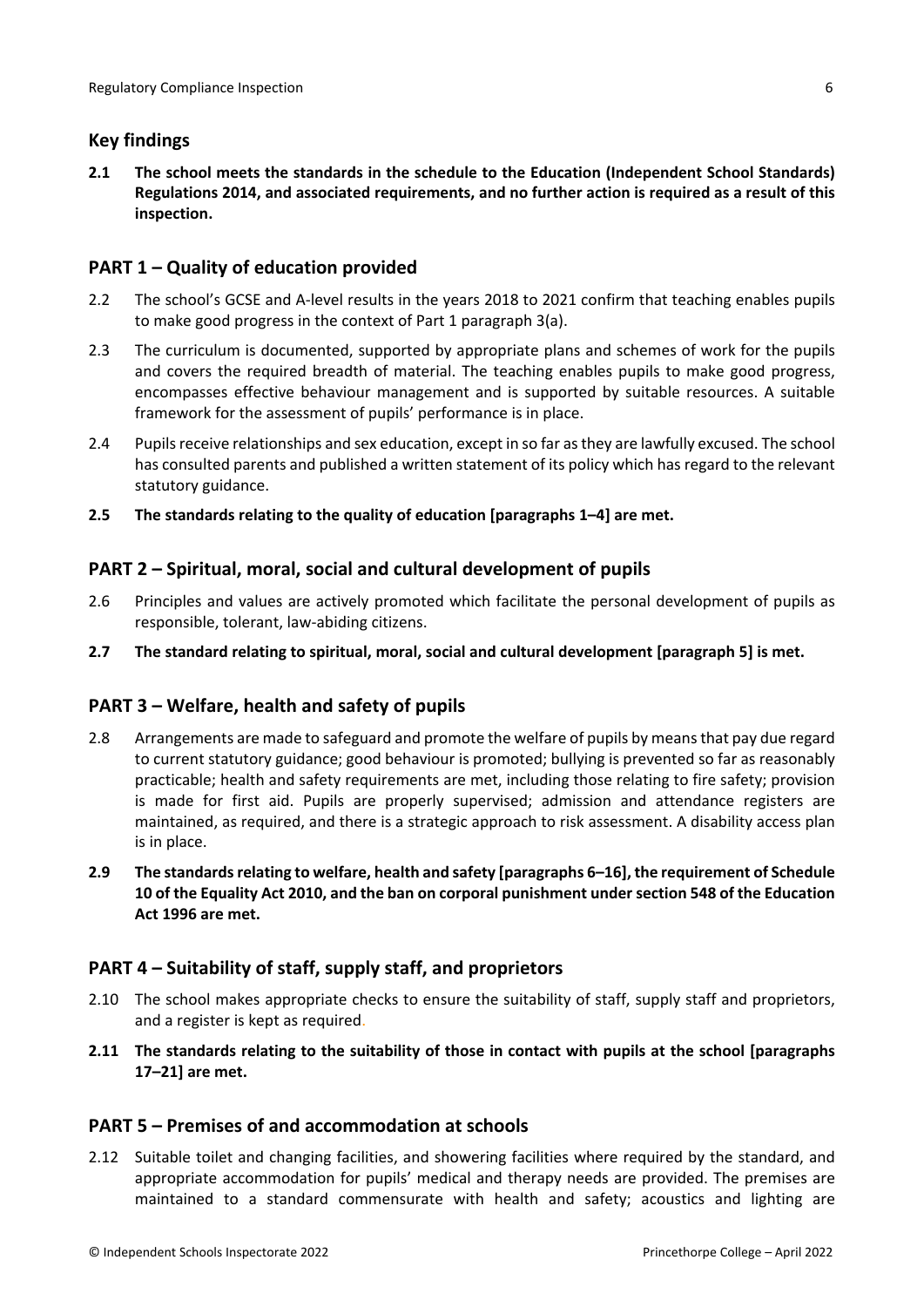## Key findings

**2.1 The school meets the standards in the schedule to the Education (Independent School Standards) Regulations 2014, and associated requirements, and no further action is required as a result of this inspection.**

## PART 1 – Quality of education provided

2.2 The school's GCSE and A-level results in the years 2018 to 2021 confirm that teaching enables pupils to make good progress in the context of Part 1 paragraph 3(a).

2.3 The curriculum is documented, supported by appropriate plans and schemes of work for the pupils and covers the required breadth of material. The teaching enables pupils to make good progress, encompasses effective behaviour management and is supported by suitable resources. A suitable framework for the assessment of pupils' performance is in place.

2.4 Pupils receive relationships and sex education, except in so far as they are lawfully excused. The school has consulted parents and published a written statement of its policy which has regard to the relevant statutory guidance.

**2.5 The standards relating to the quality of education [paragraphs 1–4] are met.**

## PART 2 – Spiritual, moral, social and cultural development of pupils

2.6 Principles and values are actively promoted which facilitate the personal development of pupils as responsible, tolerant, law-abiding citizens.

**2.7 The standard relating to spiritual, moral, social and cultural development [paragraph 5] is met.**

## PART 3 – Welfare, health and safety of pupils

2.8 Arrangements are made to safeguard and promote the welfare of pupils by means that pay due regard to current statutory guidance; good behaviour is promoted; bullying is prevented so far as reasonably practicable; health and safety requirements are met, including those relating to fire safety; provision is made for first aid. Pupils are properly supervised; admission and attendance registers are maintained, as required, and there is a strategic approach to risk assessment. A disability access plan is in place.

**2.9 The standards relating to welfare, health and safety [paragraphs 6–16], the requirement of Schedule 10 of the Equality Act 2010, and the ban on corporal punishment under section 548 of the Education Act 1996 are met.**

## PART 4 – Suitability of staff, supply staff, and proprietors

2.10 The school makes appropriate checks to ensure the suitability of staff, supply staff and proprietors, and a register is kept as required.

**2.11 The standards relating to the suitability of those in contact with pupils at the school [paragraphs 17–21] are met.**

## PART 5 – Premises of and accommodation at schools

2.12 Suitable toilet and changing facilities, and showering facilities where required by the standard, and appropriate accommodation for pupils' medical and therapy needs are provided. The premises are maintained to a standard commensurate with health and safety; acoustics and lighting are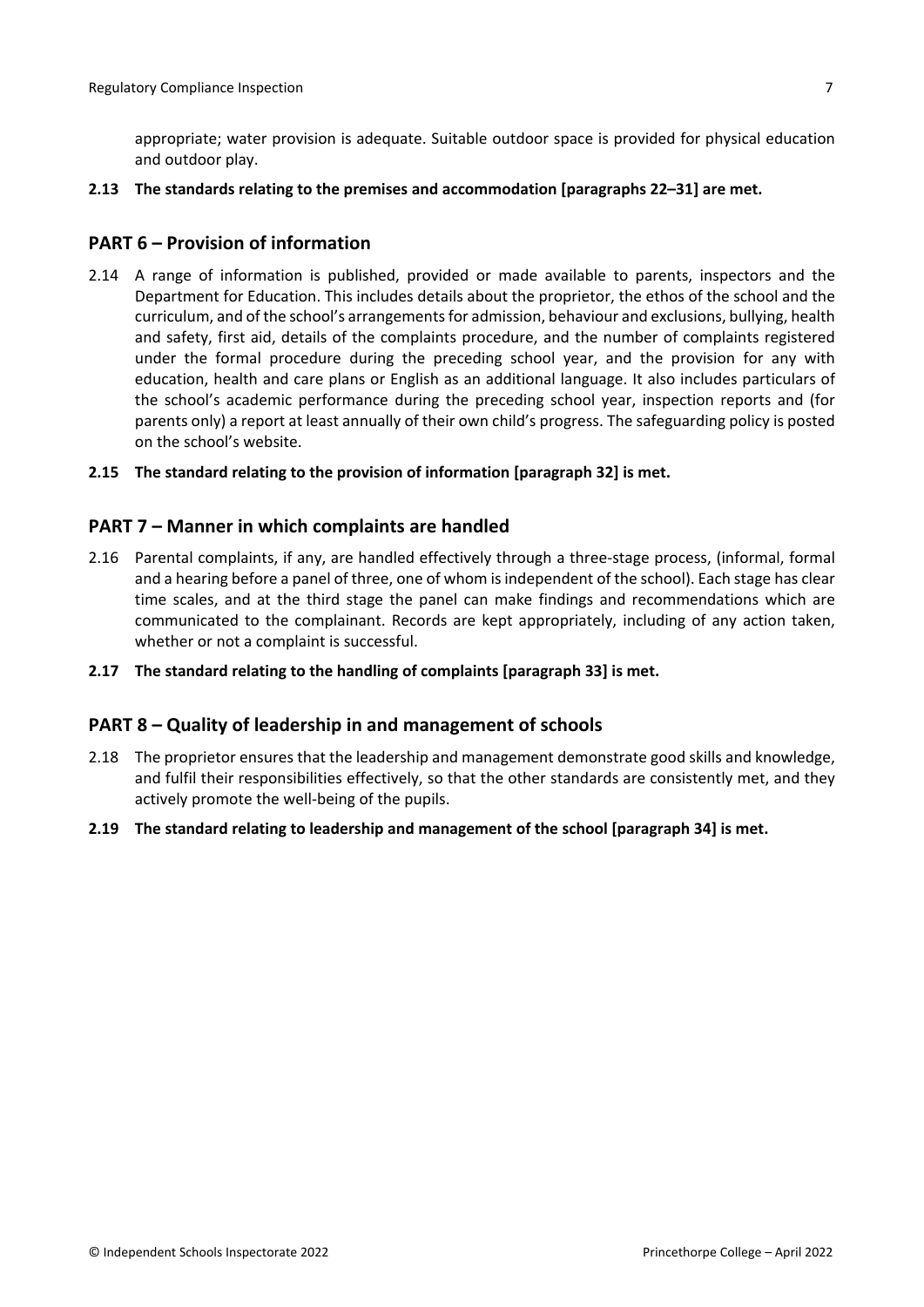appropriate; water provision is adequate. Suitable outdoor space is provided for physical education and outdoor play.

**2.13 The standards relating to the premises and accommodation [paragraphs 22–31] are met.**

## PART 6 – Provision of information

2.14 A range of information is published, provided or made available to parents, inspectors and the Department for Education. This includes details about the proprietor, the ethos of the school and the curriculum, and of the school's arrangements for admission, behaviour and exclusions, bullying, health and safety, first aid, details of the complaints procedure, and the number of complaints registered under the formal procedure during the preceding school year, and the provision for any with education, health and care plans or English as an additional language. It also includes particulars of the school's academic performance during the preceding school year, inspection reports and (for parents only) a report at least annually of their own child's progress. The safeguarding policy is posted on the school's website.

**2.15 The standard relating to the provision of information [paragraph 32] is met.**

## PART 7 – Manner in which complaints are handled

2.16 Parental complaints, if any, are handled effectively through a three-stage process, (informal, formal and a hearing before a panel of three, one of whom is independent of the school). Each stage has clear time scales, and at the third stage the panel can make findings and recommendations which are communicated to the complainant. Records are kept appropriately, including of any action taken, whether or not a complaint is successful.

**2.17 The standard relating to the handling of complaints [paragraph 33] is met.**

## PART 8 – Quality of leadership in and management of schools

2.18 The proprietor ensures that the leadership and management demonstrate good skills and knowledge, and fulfil their responsibilities effectively, so that the other standards are consistently met, and they actively promote the well-being of the pupils.

**2.19 The standard relating to leadership and management of the school [paragraph 34] is met.**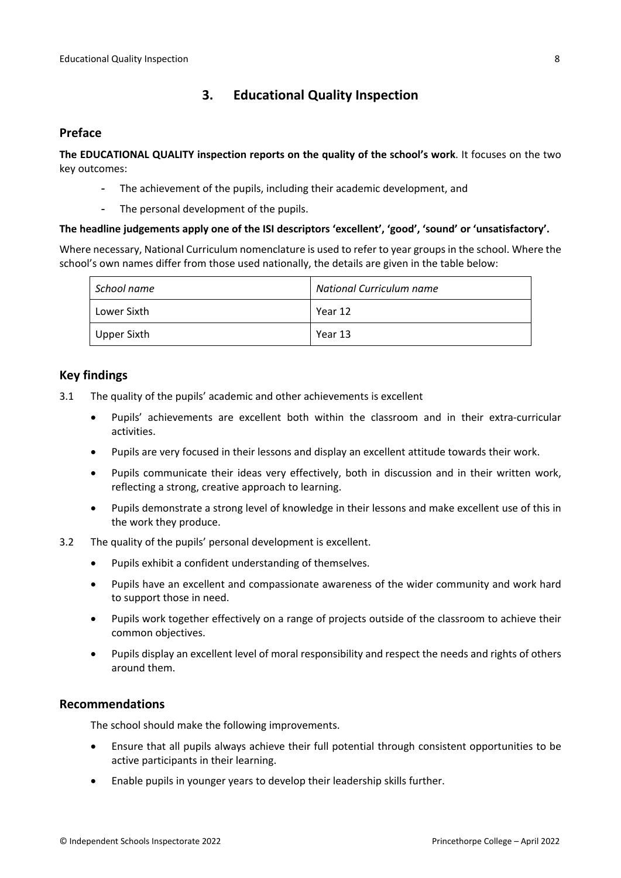## 3. Educational Quality Inspection

### Preface

**The EDUCATIONAL QUALITY inspection reports on the quality of the school's work**. It focuses on the two key outcomes:

- The achievement of the pupils, including their academic development, and
- The personal development of the pupils.

**The headline judgements apply one of the ISI descriptors 'excellent', 'good', 'sound' or 'unsatisfactory'.**

Where necessary, National Curriculum nomenclature is used to refer to year groups in the school. Where the school's own names differ from those used nationally, the details are given in the table below:

| *School name* | *National Curriculum name* |
| --- | --- |
| Lower Sixth | Year 12 |
| Upper Sixth | Year 13 |

### Key findings

3.1 The quality of the pupils' academic and other achievements is excellent

- Pupils' achievements are excellent both within the classroom and in their extra-curricular activities.
- Pupils are very focused in their lessons and display an excellent attitude towards their work.
- Pupils communicate their ideas very effectively, both in discussion and in their written work, reflecting a strong, creative approach to learning.
- Pupils demonstrate a strong level of knowledge in their lessons and make excellent use of this in the work they produce.

3.2 The quality of the pupils' personal development is excellent.

- Pupils exhibit a confident understanding of themselves.
- Pupils have an excellent and compassionate awareness of the wider community and work hard to support those in need.
- Pupils work together effectively on a range of projects outside of the classroom to achieve their common objectives.
- Pupils display an excellent level of moral responsibility and respect the needs and rights of others around them.

### Recommendations

The school should make the following improvements.

- Ensure that all pupils always achieve their full potential through consistent opportunities to be active participants in their learning.
- Enable pupils in younger years to develop their leadership skills further.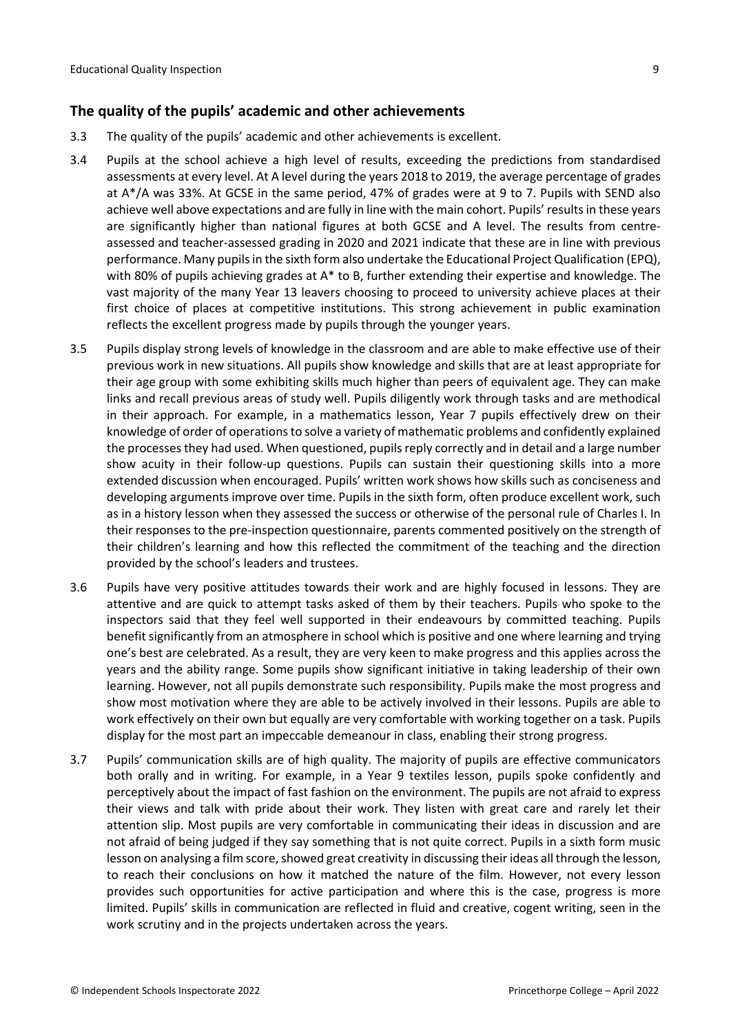## The quality of the pupils' academic and other achievements

3.3 The quality of the pupils' academic and other achievements is excellent.

3.4 Pupils at the school achieve a high level of results, exceeding the predictions from standardised assessments at every level. At A level during the years 2018 to 2019, the average percentage of grades at A*/A was 33%. At GCSE in the same period, 47% of grades were at 9 to 7. Pupils with SEND also achieve well above expectations and are fully in line with the main cohort. Pupils' results in these years are significantly higher than national figures at both GCSE and A level. The results from centre-assessed and teacher-assessed grading in 2020 and 2021 indicate that these are in line with previous performance. Many pupils in the sixth form also undertake the Educational Project Qualification (EPQ), with 80% of pupils achieving grades at A* to B, further extending their expertise and knowledge. The vast majority of the many Year 13 leavers choosing to proceed to university achieve places at their first choice of places at competitive institutions. This strong achievement in public examination reflects the excellent progress made by pupils through the younger years.

3.5 Pupils display strong levels of knowledge in the classroom and are able to make effective use of their previous work in new situations. All pupils show knowledge and skills that are at least appropriate for their age group with some exhibiting skills much higher than peers of equivalent age. They can make links and recall previous areas of study well. Pupils diligently work through tasks and are methodical in their approach. For example, in a mathematics lesson, Year 7 pupils effectively drew on their knowledge of order of operations to solve a variety of mathematic problems and confidently explained the processes they had used. When questioned, pupils reply correctly and in detail and a large number show acuity in their follow-up questions. Pupils can sustain their questioning skills into a more extended discussion when encouraged. Pupils' written work shows how skills such as conciseness and developing arguments improve over time. Pupils in the sixth form, often produce excellent work, such as in a history lesson when they assessed the success or otherwise of the personal rule of Charles I. In their responses to the pre-inspection questionnaire, parents commented positively on the strength of their children's learning and how this reflected the commitment of the teaching and the direction provided by the school's leaders and trustees.

3.6 Pupils have very positive attitudes towards their work and are highly focused in lessons. They are attentive and are quick to attempt tasks asked of them by their teachers. Pupils who spoke to the inspectors said that they feel well supported in their endeavours by committed teaching. Pupils benefit significantly from an atmosphere in school which is positive and one where learning and trying one's best are celebrated. As a result, they are very keen to make progress and this applies across the years and the ability range. Some pupils show significant initiative in taking leadership of their own learning. However, not all pupils demonstrate such responsibility. Pupils make the most progress and show most motivation where they are able to be actively involved in their lessons. Pupils are able to work effectively on their own but equally are very comfortable with working together on a task. Pupils display for the most part an impeccable demeanour in class, enabling their strong progress.

3.7 Pupils' communication skills are of high quality. The majority of pupils are effective communicators both orally and in writing. For example, in a Year 9 textiles lesson, pupils spoke confidently and perceptively about the impact of fast fashion on the environment. The pupils are not afraid to express their views and talk with pride about their work. They listen with great care and rarely let their attention slip. Most pupils are very comfortable in communicating their ideas in discussion and are not afraid of being judged if they say something that is not quite correct. Pupils in a sixth form music lesson on analysing a film score, showed great creativity in discussing their ideas all through the lesson, to reach their conclusions on how it matched the nature of the film. However, not every lesson provides such opportunities for active participation and where this is the case, progress is more limited. Pupils' skills in communication are reflected in fluid and creative, cogent writing, seen in the work scrutiny and in the projects undertaken across the years.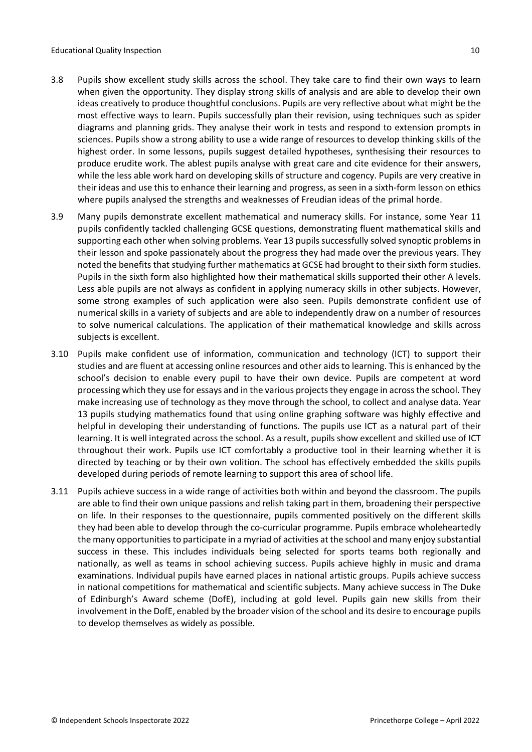3.8 Pupils show excellent study skills across the school. They take care to find their own ways to learn when given the opportunity. They display strong skills of analysis and are able to develop their own ideas creatively to produce thoughtful conclusions. Pupils are very reflective about what might be the most effective ways to learn. Pupils successfully plan their revision, using techniques such as spider diagrams and planning grids. They analyse their work in tests and respond to extension prompts in sciences. Pupils show a strong ability to use a wide range of resources to develop thinking skills of the highest order. In some lessons, pupils suggest detailed hypotheses, synthesising their resources to produce erudite work. The ablest pupils analyse with great care and cite evidence for their answers, while the less able work hard on developing skills of structure and cogency. Pupils are very creative in their ideas and use this to enhance their learning and progress, as seen in a sixth-form lesson on ethics where pupils analysed the strengths and weaknesses of Freudian ideas of the primal horde.

3.9 Many pupils demonstrate excellent mathematical and numeracy skills. For instance, some Year 11 pupils confidently tackled challenging GCSE questions, demonstrating fluent mathematical skills and supporting each other when solving problems. Year 13 pupils successfully solved synoptic problems in their lesson and spoke passionately about the progress they had made over the previous years. They noted the benefits that studying further mathematics at GCSE had brought to their sixth form studies. Pupils in the sixth form also highlighted how their mathematical skills supported their other A levels. Less able pupils are not always as confident in applying numeracy skills in other subjects. However, some strong examples of such application were also seen. Pupils demonstrate confident use of numerical skills in a variety of subjects and are able to independently draw on a number of resources to solve numerical calculations. The application of their mathematical knowledge and skills across subjects is excellent.

3.10 Pupils make confident use of information, communication and technology (ICT) to support their studies and are fluent at accessing online resources and other aids to learning. This is enhanced by the school's decision to enable every pupil to have their own device. Pupils are competent at word processing which they use for essays and in the various projects they engage in across the school. They make increasing use of technology as they move through the school, to collect and analyse data. Year 13 pupils studying mathematics found that using online graphing software was highly effective and helpful in developing their understanding of functions. The pupils use ICT as a natural part of their learning. It is well integrated across the school. As a result, pupils show excellent and skilled use of ICT throughout their work. Pupils use ICT comfortably a productive tool in their learning whether it is directed by teaching or by their own volition. The school has effectively embedded the skills pupils developed during periods of remote learning to support this area of school life.

3.11 Pupils achieve success in a wide range of activities both within and beyond the classroom. The pupils are able to find their own unique passions and relish taking part in them, broadening their perspective on life. In their responses to the questionnaire, pupils commented positively on the different skills they had been able to develop through the co-curricular programme. Pupils embrace wholeheartedly the many opportunities to participate in a myriad of activities at the school and many enjoy substantial success in these. This includes individuals being selected for sports teams both regionally and nationally, as well as teams in school achieving success. Pupils achieve highly in music and drama examinations. Individual pupils have earned places in national artistic groups. Pupils achieve success in national competitions for mathematical and scientific subjects. Many achieve success in The Duke of Edinburgh's Award scheme (DofE), including at gold level. Pupils gain new skills from their involvement in the DofE, enabled by the broader vision of the school and its desire to encourage pupils to develop themselves as widely as possible.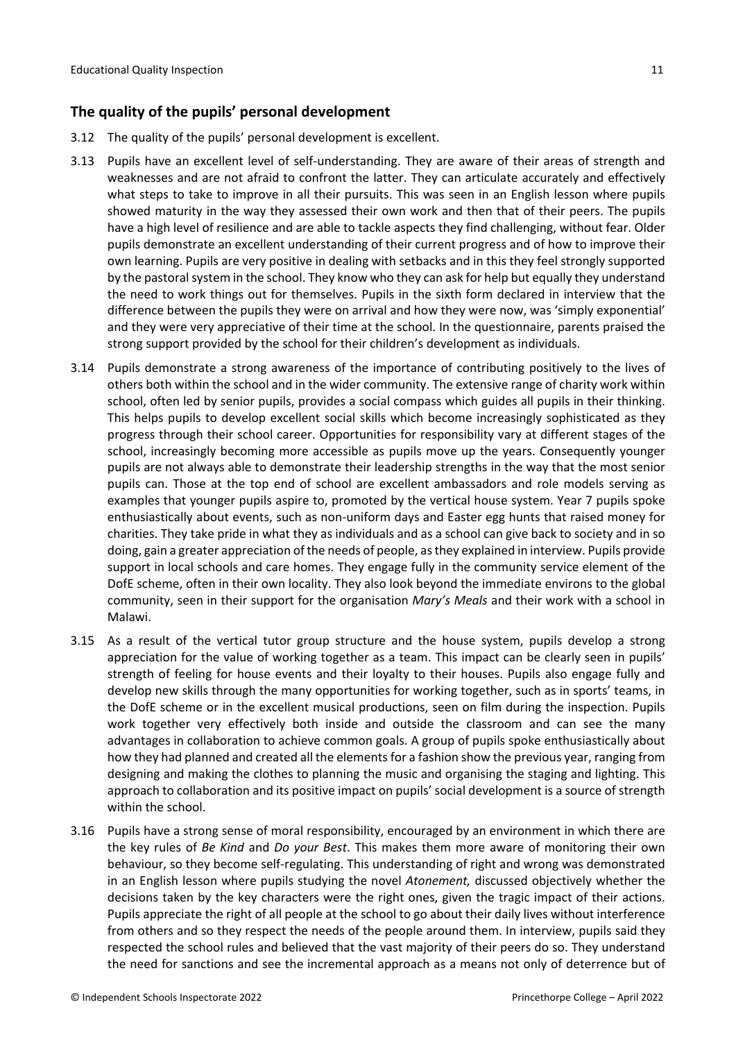## The quality of the pupils' personal development

3.12 The quality of the pupils' personal development is excellent.

3.13 Pupils have an excellent level of self-understanding. They are aware of their areas of strength and weaknesses and are not afraid to confront the latter. They can articulate accurately and effectively what steps to take to improve in all their pursuits. This was seen in an English lesson where pupils showed maturity in the way they assessed their own work and then that of their peers. The pupils have a high level of resilience and are able to tackle aspects they find challenging, without fear. Older pupils demonstrate an excellent understanding of their current progress and of how to improve their own learning. Pupils are very positive in dealing with setbacks and in this they feel strongly supported by the pastoral system in the school. They know who they can ask for help but equally they understand the need to work things out for themselves. Pupils in the sixth form declared in interview that the difference between the pupils they were on arrival and how they were now, was 'simply exponential' and they were very appreciative of their time at the school. In the questionnaire, parents praised the strong support provided by the school for their children's development as individuals.

3.14 Pupils demonstrate a strong awareness of the importance of contributing positively to the lives of others both within the school and in the wider community. The extensive range of charity work within school, often led by senior pupils, provides a social compass which guides all pupils in their thinking. This helps pupils to develop excellent social skills which become increasingly sophisticated as they progress through their school career. Opportunities for responsibility vary at different stages of the school, increasingly becoming more accessible as pupils move up the years. Consequently younger pupils are not always able to demonstrate their leadership strengths in the way that the most senior pupils can. Those at the top end of school are excellent ambassadors and role models serving as examples that younger pupils aspire to, promoted by the vertical house system. Year 7 pupils spoke enthusiastically about events, such as non-uniform days and Easter egg hunts that raised money for charities. They take pride in what they as individuals and as a school can give back to society and in so doing, gain a greater appreciation of the needs of people, as they explained in interview. Pupils provide support in local schools and care homes. They engage fully in the community service element of the DofE scheme, often in their own locality. They also look beyond the immediate environs to the global community, seen in their support for the organisation *Mary's Meals* and their work with a school in Malawi.

3.15 As a result of the vertical tutor group structure and the house system, pupils develop a strong appreciation for the value of working together as a team. This impact can be clearly seen in pupils' strength of feeling for house events and their loyalty to their houses. Pupils also engage fully and develop new skills through the many opportunities for working together, such as in sports' teams, in the DofE scheme or in the excellent musical productions, seen on film during the inspection. Pupils work together very effectively both inside and outside the classroom and can see the many advantages in collaboration to achieve common goals. A group of pupils spoke enthusiastically about how they had planned and created all the elements for a fashion show the previous year, ranging from designing and making the clothes to planning the music and organising the staging and lighting. This approach to collaboration and its positive impact on pupils' social development is a source of strength within the school.

3.16 Pupils have a strong sense of moral responsibility, encouraged by an environment in which there are the key rules of *Be Kind* and *Do your Best*. This makes them more aware of monitoring their own behaviour, so they become self-regulating. This understanding of right and wrong was demonstrated in an English lesson where pupils studying the novel *Atonement,* discussed objectively whether the decisions taken by the key characters were the right ones, given the tragic impact of their actions. Pupils appreciate the right of all people at the school to go about their daily lives without interference from others and so they respect the needs of the people around them. In interview, pupils said they respected the school rules and believed that the vast majority of their peers do so. They understand the need for sanctions and see the incremental approach as a means not only of deterrence but of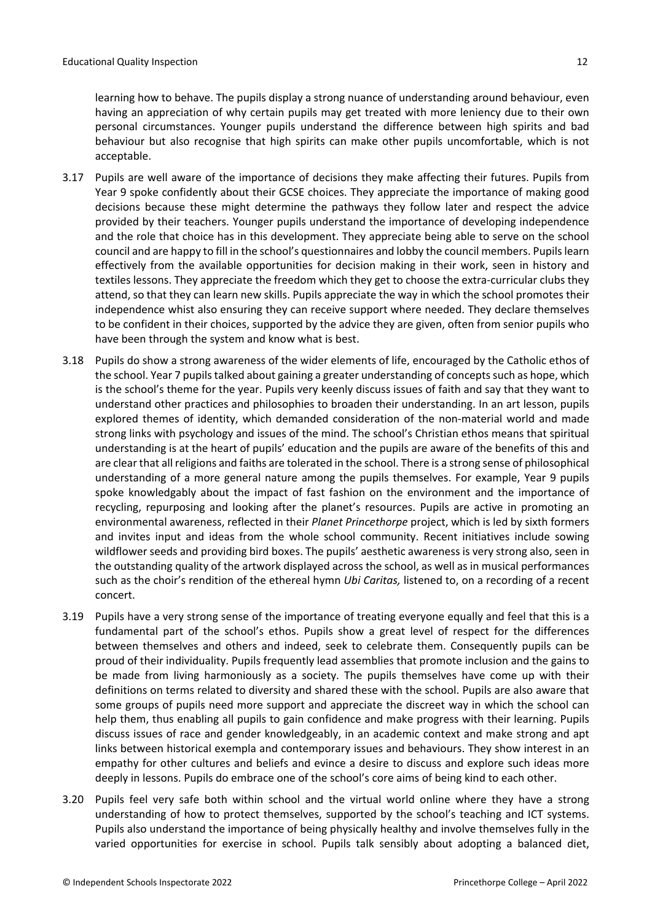learning how to behave. The pupils display a strong nuance of understanding around behaviour, even having an appreciation of why certain pupils may get treated with more leniency due to their own personal circumstances. Younger pupils understand the difference between high spirits and bad behaviour but also recognise that high spirits can make other pupils uncomfortable, which is not acceptable.

3.17 Pupils are well aware of the importance of decisions they make affecting their futures. Pupils from Year 9 spoke confidently about their GCSE choices. They appreciate the importance of making good decisions because these might determine the pathways they follow later and respect the advice provided by their teachers. Younger pupils understand the importance of developing independence and the role that choice has in this development. They appreciate being able to serve on the school council and are happy to fill in the school's questionnaires and lobby the council members. Pupils learn effectively from the available opportunities for decision making in their work, seen in history and textiles lessons. They appreciate the freedom which they get to choose the extra-curricular clubs they attend, so that they can learn new skills. Pupils appreciate the way in which the school promotes their independence whist also ensuring they can receive support where needed. They declare themselves to be confident in their choices, supported by the advice they are given, often from senior pupils who have been through the system and know what is best.

3.18 Pupils do show a strong awareness of the wider elements of life, encouraged by the Catholic ethos of the school. Year 7 pupils talked about gaining a greater understanding of concepts such as hope, which is the school's theme for the year. Pupils very keenly discuss issues of faith and say that they want to understand other practices and philosophies to broaden their understanding. In an art lesson, pupils explored themes of identity, which demanded consideration of the non-material world and made strong links with psychology and issues of the mind. The school's Christian ethos means that spiritual understanding is at the heart of pupils' education and the pupils are aware of the benefits of this and are clear that all religions and faiths are tolerated in the school. There is a strong sense of philosophical understanding of a more general nature among the pupils themselves. For example, Year 9 pupils spoke knowledgably about the impact of fast fashion on the environment and the importance of recycling, repurposing and looking after the planet's resources. Pupils are active in promoting an environmental awareness, reflected in their *Planet Princethorpe* project, which is led by sixth formers and invites input and ideas from the whole school community. Recent initiatives include sowing wildflower seeds and providing bird boxes. The pupils' aesthetic awareness is very strong also, seen in the outstanding quality of the artwork displayed across the school, as well as in musical performances such as the choir's rendition of the ethereal hymn *Ubi Caritas,* listened to, on a recording of a recent concert.

3.19 Pupils have a very strong sense of the importance of treating everyone equally and feel that this is a fundamental part of the school's ethos. Pupils show a great level of respect for the differences between themselves and others and indeed, seek to celebrate them. Consequently pupils can be proud of their individuality. Pupils frequently lead assemblies that promote inclusion and the gains to be made from living harmoniously as a society. The pupils themselves have come up with their definitions on terms related to diversity and shared these with the school. Pupils are also aware that some groups of pupils need more support and appreciate the discreet way in which the school can help them, thus enabling all pupils to gain confidence and make progress with their learning. Pupils discuss issues of race and gender knowledgeably, in an academic context and make strong and apt links between historical exempla and contemporary issues and behaviours. They show interest in an empathy for other cultures and beliefs and evince a desire to discuss and explore such ideas more deeply in lessons. Pupils do embrace one of the school's core aims of being kind to each other.

3.20 Pupils feel very safe both within school and the virtual world online where they have a strong understanding of how to protect themselves, supported by the school's teaching and ICT systems. Pupils also understand the importance of being physically healthy and involve themselves fully in the varied opportunities for exercise in school. Pupils talk sensibly about adopting a balanced diet,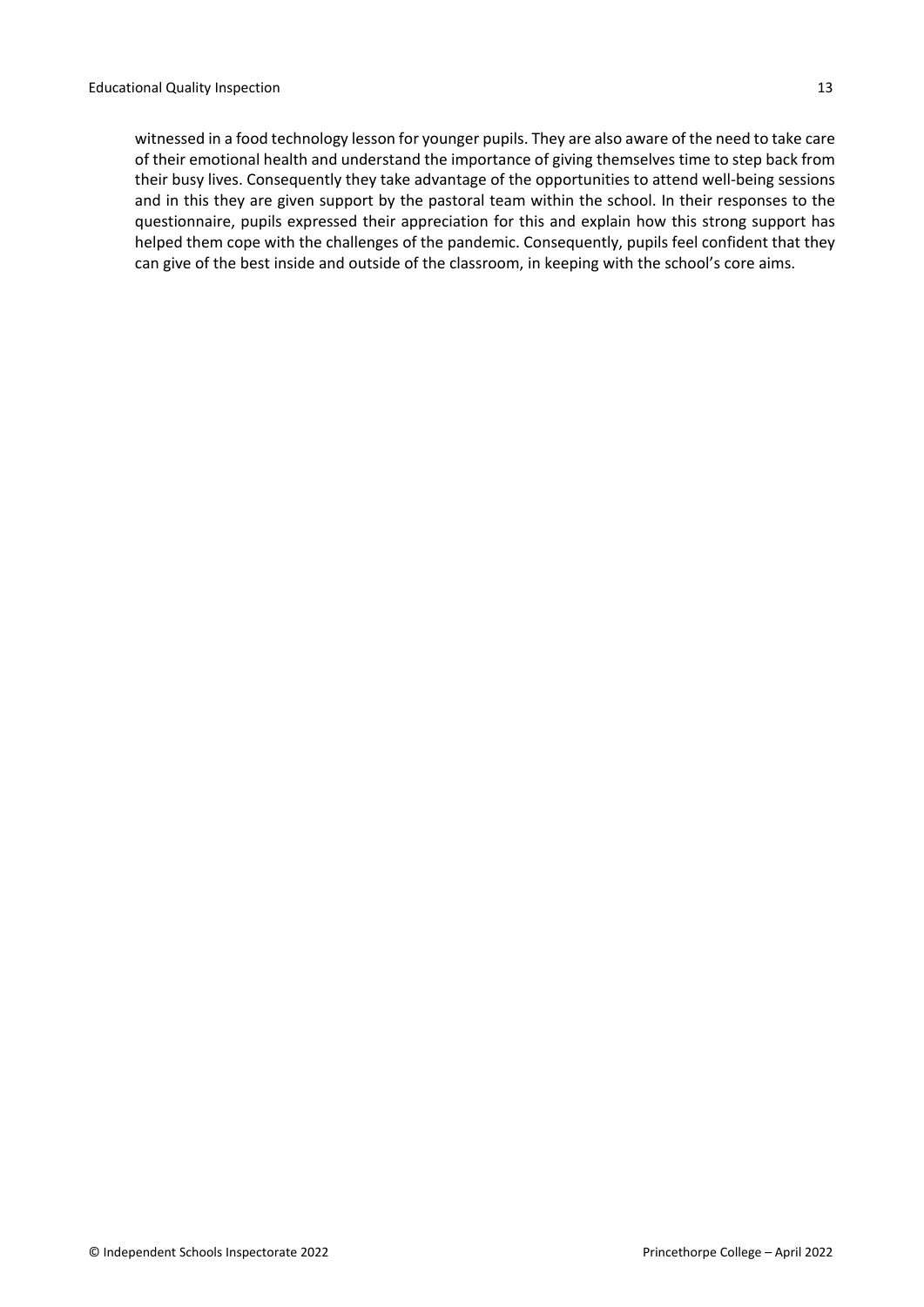witnessed in a food technology lesson for younger pupils. They are also aware of the need to take care of their emotional health and understand the importance of giving themselves time to step back from their busy lives. Consequently they take advantage of the opportunities to attend well-being sessions and in this they are given support by the pastoral team within the school. In their responses to the questionnaire, pupils expressed their appreciation for this and explain how this strong support has helped them cope with the challenges of the pandemic. Consequently, pupils feel confident that they can give of the best inside and outside of the classroom, in keeping with the school's core aims.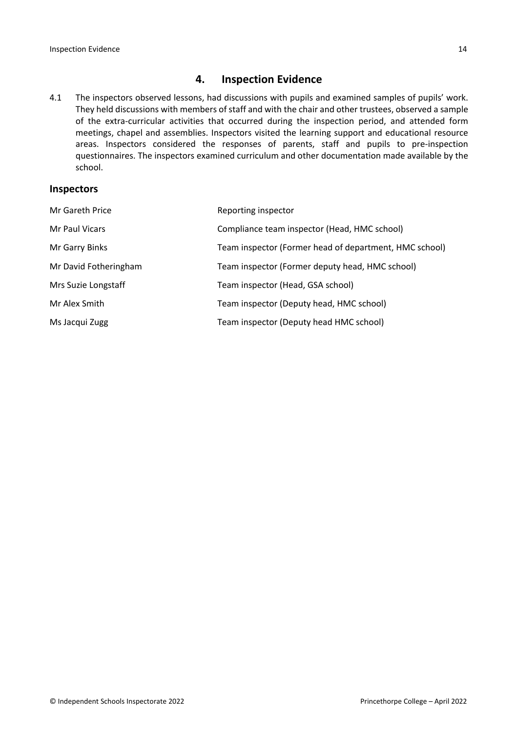## 4. Inspection Evidence

4.1 The inspectors observed lessons, had discussions with pupils and examined samples of pupils' work. They held discussions with members of staff and with the chair and other trustees, observed a sample of the extra-curricular activities that occurred during the inspection period, and attended form meetings, chapel and assemblies. Inspectors visited the learning support and educational resource areas. Inspectors considered the responses of parents, staff and pupils to pre-inspection questionnaires. The inspectors examined curriculum and other documentation made available by the school.

### Inspectors

| | |
|---|---|
| Mr Gareth Price | Reporting inspector |
| Mr Paul Vicars | Compliance team inspector (Head, HMC school) |
| Mr Garry Binks | Team inspector (Former head of department, HMC school) |
| Mr David Fotheringham | Team inspector (Former deputy head, HMC school) |
| Mrs Suzie Longstaff | Team inspector (Head, GSA school) |
| Mr Alex Smith | Team inspector (Deputy head, HMC school) |
| Ms Jacqui Zugg | Team inspector (Deputy head HMC school) |